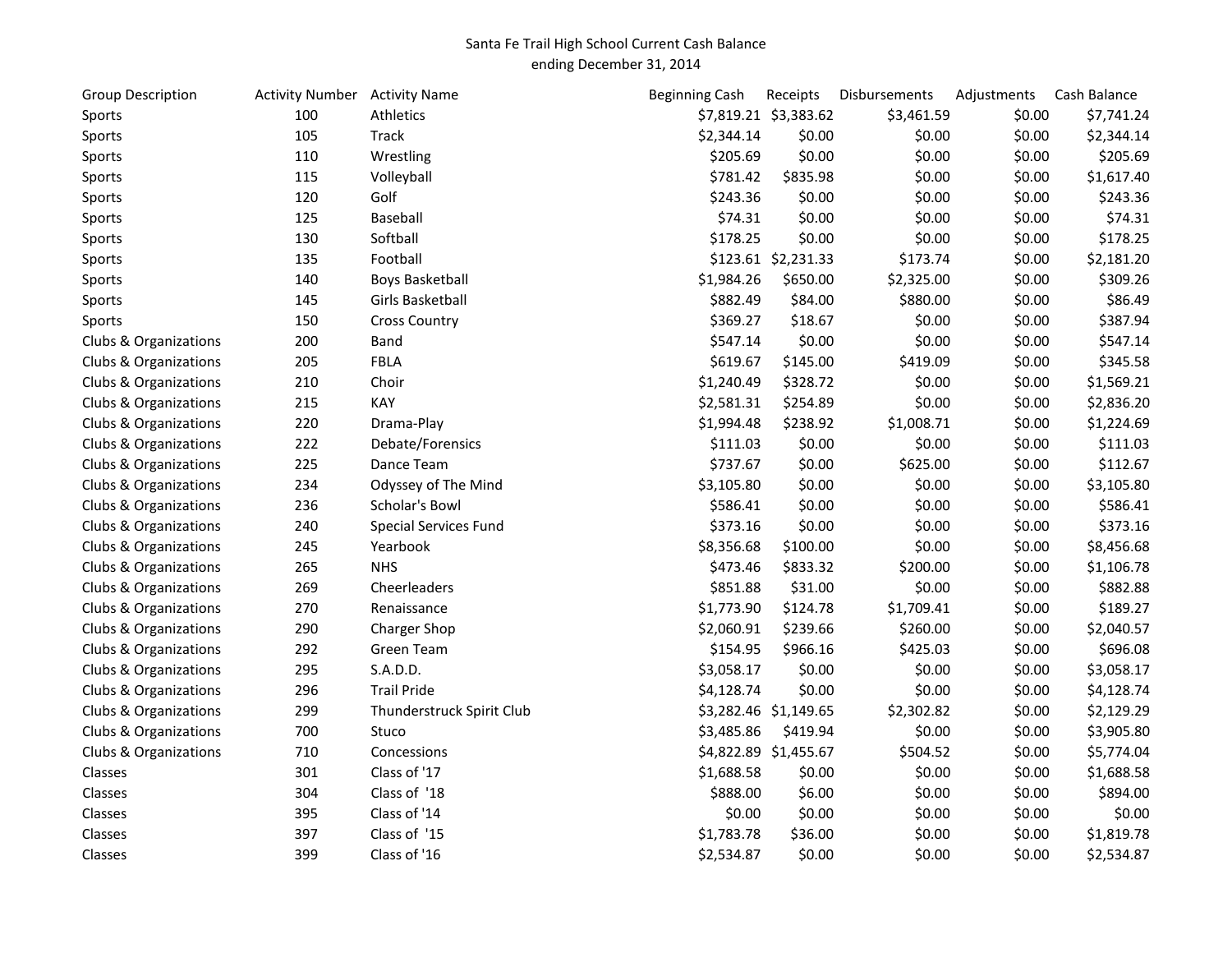# Santa Fe Trail High School Current Cash Balance

ending December 31, 2014

| Group Description | Activity Number | Activity Name | Beginning Cash | Receipts | Disbursements | Adjustments | Cash Balance |
|---|---|---|---|---|---|---|---|
| Sports | 100 | Athletics | $7,819.21 | $3,383.62 | $3,461.59 | $0.00 | $7,741.24 |
| Sports | 105 | Track | $2,344.14 | $0.00 | $0.00 | $0.00 | $2,344.14 |
| Sports | 110 | Wrestling | $205.69 | $0.00 | $0.00 | $0.00 | $205.69 |
| Sports | 115 | Volleyball | $781.42 | $835.98 | $0.00 | $0.00 | $1,617.40 |
| Sports | 120 | Golf | $243.36 | $0.00 | $0.00 | $0.00 | $243.36 |
| Sports | 125 | Baseball | $74.31 | $0.00 | $0.00 | $0.00 | $74.31 |
| Sports | 130 | Softball | $178.25 | $0.00 | $0.00 | $0.00 | $178.25 |
| Sports | 135 | Football | $123.61 | $2,231.33 | $173.74 | $0.00 | $2,181.20 |
| Sports | 140 | Boys Basketball | $1,984.26 | $650.00 | $2,325.00 | $0.00 | $309.26 |
| Sports | 145 | Girls Basketball | $882.49 | $84.00 | $880.00 | $0.00 | $86.49 |
| Sports | 150 | Cross Country | $369.27 | $18.67 | $0.00 | $0.00 | $387.94 |
| Clubs & Organizations | 200 | Band | $547.14 | $0.00 | $0.00 | $0.00 | $547.14 |
| Clubs & Organizations | 205 | FBLA | $619.67 | $145.00 | $419.09 | $0.00 | $345.58 |
| Clubs & Organizations | 210 | Choir | $1,240.49 | $328.72 | $0.00 | $0.00 | $1,569.21 |
| Clubs & Organizations | 215 | KAY | $2,581.31 | $254.89 | $0.00 | $0.00 | $2,836.20 |
| Clubs & Organizations | 220 | Drama-Play | $1,994.48 | $238.92 | $1,008.71 | $0.00 | $1,224.69 |
| Clubs & Organizations | 222 | Debate/Forensics | $111.03 | $0.00 | $0.00 | $0.00 | $111.03 |
| Clubs & Organizations | 225 | Dance Team | $737.67 | $0.00 | $625.00 | $0.00 | $112.67 |
| Clubs & Organizations | 234 | Odyssey of The Mind | $3,105.80 | $0.00 | $0.00 | $0.00 | $3,105.80 |
| Clubs & Organizations | 236 | Scholar's Bowl | $586.41 | $0.00 | $0.00 | $0.00 | $586.41 |
| Clubs & Organizations | 240 | Special Services Fund | $373.16 | $0.00 | $0.00 | $0.00 | $373.16 |
| Clubs & Organizations | 245 | Yearbook | $8,356.68 | $100.00 | $0.00 | $0.00 | $8,456.68 |
| Clubs & Organizations | 265 | NHS | $473.46 | $833.32 | $200.00 | $0.00 | $1,106.78 |
| Clubs & Organizations | 269 | Cheerleaders | $851.88 | $31.00 | $0.00 | $0.00 | $882.88 |
| Clubs & Organizations | 270 | Renaissance | $1,773.90 | $124.78 | $1,709.41 | $0.00 | $189.27 |
| Clubs & Organizations | 290 | Charger Shop | $2,060.91 | $239.66 | $260.00 | $0.00 | $2,040.57 |
| Clubs & Organizations | 292 | Green Team | $154.95 | $966.16 | $425.03 | $0.00 | $696.08 |
| Clubs & Organizations | 295 | S.A.D.D. | $3,058.17 | $0.00 | $0.00 | $0.00 | $3,058.17 |
| Clubs & Organizations | 296 | Trail Pride | $4,128.74 | $0.00 | $0.00 | $0.00 | $4,128.74 |
| Clubs & Organizations | 299 | Thunderstruck Spirit Club | $3,282.46 | $1,149.65 | $2,302.82 | $0.00 | $2,129.29 |
| Clubs & Organizations | 700 | Stuco | $3,485.86 | $419.94 | $0.00 | $0.00 | $3,905.80 |
| Clubs & Organizations | 710 | Concessions | $4,822.89 | $1,455.67 | $504.52 | $0.00 | $5,774.04 |
| Classes | 301 | Class of '17 | $1,688.58 | $0.00 | $0.00 | $0.00 | $1,688.58 |
| Classes | 304 | Class of '18 | $888.00 | $6.00 | $0.00 | $0.00 | $894.00 |
| Classes | 395 | Class of '14 | $0.00 | $0.00 | $0.00 | $0.00 | $0.00 |
| Classes | 397 | Class of '15 | $1,783.78 | $36.00 | $0.00 | $0.00 | $1,819.78 |
| Classes | 399 | Class of '16 | $2,534.87 | $0.00 | $0.00 | $0.00 | $2,534.87 |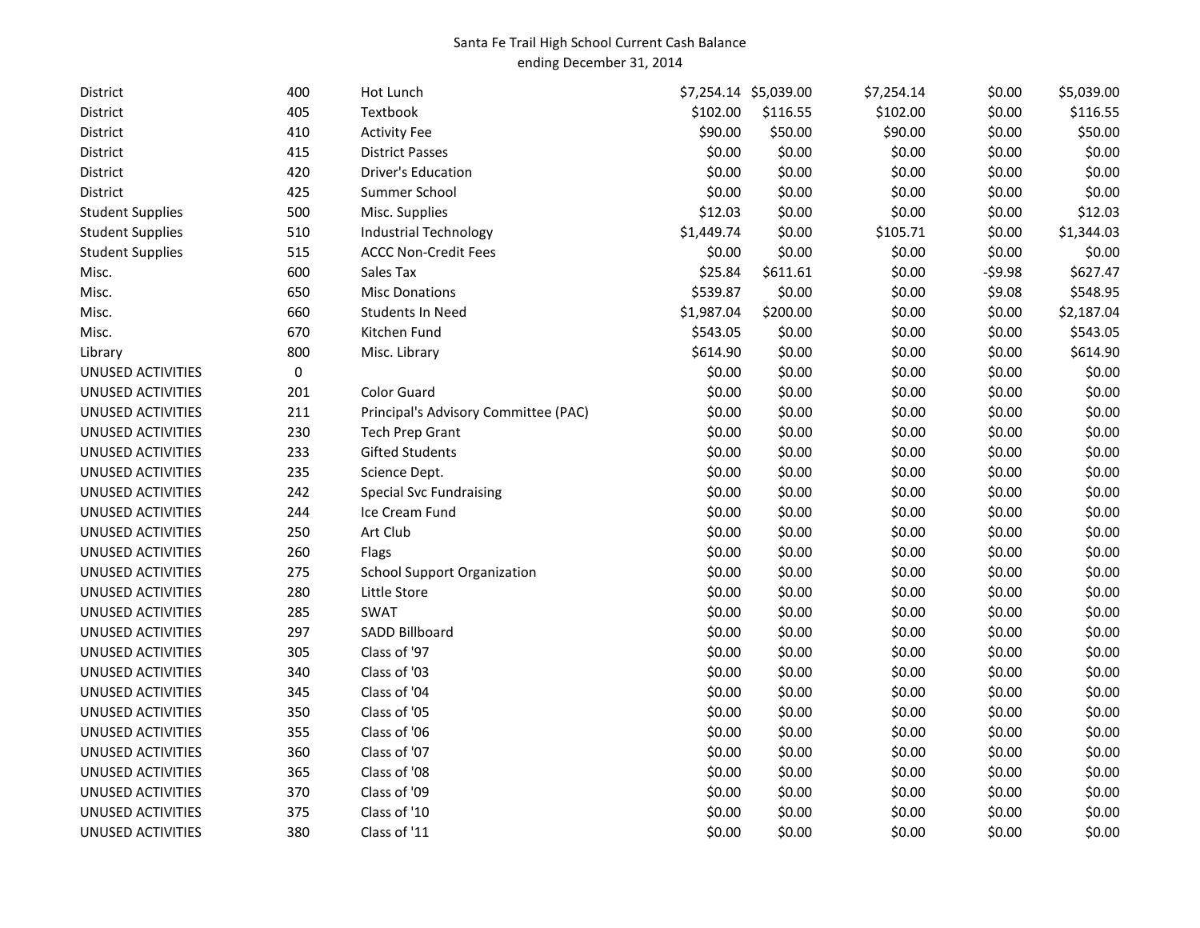Santa Fe Trail High School Current Cash Balance
ending December 31, 2014

| | | | | | | | |
|---|---|---|---|---|---|---|---|
| District | 400 | Hot Lunch | $7,254.14 | $5,039.00 | $7,254.14 | $0.00 | $5,039.00 |
| District | 405 | Textbook | $102.00 | $116.55 | $102.00 | $0.00 | $116.55 |
| District | 410 | Activity Fee | $90.00 | $50.00 | $90.00 | $0.00 | $50.00 |
| District | 415 | District Passes | $0.00 | $0.00 | $0.00 | $0.00 | $0.00 |
| District | 420 | Driver's Education | $0.00 | $0.00 | $0.00 | $0.00 | $0.00 |
| District | 425 | Summer School | $0.00 | $0.00 | $0.00 | $0.00 | $0.00 |
| Student Supplies | 500 | Misc. Supplies | $12.03 | $0.00 | $0.00 | $0.00 | $12.03 |
| Student Supplies | 510 | Industrial Technology | $1,449.74 | $0.00 | $105.71 | $0.00 | $1,344.03 |
| Student Supplies | 515 | ACCC Non-Credit Fees | $0.00 | $0.00 | $0.00 | $0.00 | $0.00 |
| Misc. | 600 | Sales Tax | $25.84 | $611.61 | $0.00 | -$9.98 | $627.47 |
| Misc. | 650 | Misc Donations | $539.87 | $0.00 | $0.00 | $9.08 | $548.95 |
| Misc. | 660 | Students In Need | $1,987.04 | $200.00 | $0.00 | $0.00 | $2,187.04 |
| Misc. | 670 | Kitchen Fund | $543.05 | $0.00 | $0.00 | $0.00 | $543.05 |
| Library | 800 | Misc. Library | $614.90 | $0.00 | $0.00 | $0.00 | $614.90 |
| UNUSED ACTIVITIES | 0 | | $0.00 | $0.00 | $0.00 | $0.00 | $0.00 |
| UNUSED ACTIVITIES | 201 | Color Guard | $0.00 | $0.00 | $0.00 | $0.00 | $0.00 |
| UNUSED ACTIVITIES | 211 | Principal's Advisory Committee (PAC) | $0.00 | $0.00 | $0.00 | $0.00 | $0.00 |
| UNUSED ACTIVITIES | 230 | Tech Prep Grant | $0.00 | $0.00 | $0.00 | $0.00 | $0.00 |
| UNUSED ACTIVITIES | 233 | Gifted Students | $0.00 | $0.00 | $0.00 | $0.00 | $0.00 |
| UNUSED ACTIVITIES | 235 | Science Dept. | $0.00 | $0.00 | $0.00 | $0.00 | $0.00 |
| UNUSED ACTIVITIES | 242 | Special Svc Fundraising | $0.00 | $0.00 | $0.00 | $0.00 | $0.00 |
| UNUSED ACTIVITIES | 244 | Ice Cream Fund | $0.00 | $0.00 | $0.00 | $0.00 | $0.00 |
| UNUSED ACTIVITIES | 250 | Art Club | $0.00 | $0.00 | $0.00 | $0.00 | $0.00 |
| UNUSED ACTIVITIES | 260 | Flags | $0.00 | $0.00 | $0.00 | $0.00 | $0.00 |
| UNUSED ACTIVITIES | 275 | School Support Organization | $0.00 | $0.00 | $0.00 | $0.00 | $0.00 |
| UNUSED ACTIVITIES | 280 | Little Store | $0.00 | $0.00 | $0.00 | $0.00 | $0.00 |
| UNUSED ACTIVITIES | 285 | SWAT | $0.00 | $0.00 | $0.00 | $0.00 | $0.00 |
| UNUSED ACTIVITIES | 297 | SADD Billboard | $0.00 | $0.00 | $0.00 | $0.00 | $0.00 |
| UNUSED ACTIVITIES | 305 | Class of '97 | $0.00 | $0.00 | $0.00 | $0.00 | $0.00 |
| UNUSED ACTIVITIES | 340 | Class of '03 | $0.00 | $0.00 | $0.00 | $0.00 | $0.00 |
| UNUSED ACTIVITIES | 345 | Class of '04 | $0.00 | $0.00 | $0.00 | $0.00 | $0.00 |
| UNUSED ACTIVITIES | 350 | Class of '05 | $0.00 | $0.00 | $0.00 | $0.00 | $0.00 |
| UNUSED ACTIVITIES | 355 | Class of '06 | $0.00 | $0.00 | $0.00 | $0.00 | $0.00 |
| UNUSED ACTIVITIES | 360 | Class of '07 | $0.00 | $0.00 | $0.00 | $0.00 | $0.00 |
| UNUSED ACTIVITIES | 365 | Class of '08 | $0.00 | $0.00 | $0.00 | $0.00 | $0.00 |
| UNUSED ACTIVITIES | 370 | Class of '09 | $0.00 | $0.00 | $0.00 | $0.00 | $0.00 |
| UNUSED ACTIVITIES | 375 | Class of '10 | $0.00 | $0.00 | $0.00 | $0.00 | $0.00 |
| UNUSED ACTIVITIES | 380 | Class of '11 | $0.00 | $0.00 | $0.00 | $0.00 | $0.00 |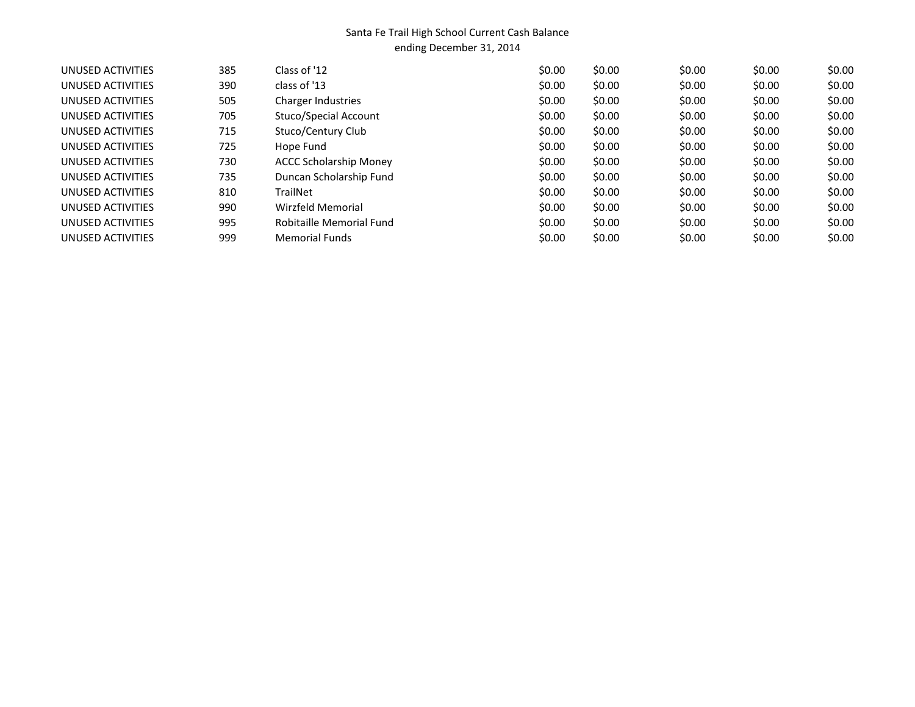Santa Fe Trail High School Current Cash Balance
ending December 31, 2014

| | | | | | | | |
|---|---|---|---|---|---|---|---|
| UNUSED ACTIVITIES | 385 | Class of '12 | $0.00 | $0.00 | $0.00 | $0.00 | $0.00 |
| UNUSED ACTIVITIES | 390 | class of '13 | $0.00 | $0.00 | $0.00 | $0.00 | $0.00 |
| UNUSED ACTIVITIES | 505 | Charger Industries | $0.00 | $0.00 | $0.00 | $0.00 | $0.00 |
| UNUSED ACTIVITIES | 705 | Stuco/Special Account | $0.00 | $0.00 | $0.00 | $0.00 | $0.00 |
| UNUSED ACTIVITIES | 715 | Stuco/Century Club | $0.00 | $0.00 | $0.00 | $0.00 | $0.00 |
| UNUSED ACTIVITIES | 725 | Hope Fund | $0.00 | $0.00 | $0.00 | $0.00 | $0.00 |
| UNUSED ACTIVITIES | 730 | ACCC Scholarship Money | $0.00 | $0.00 | $0.00 | $0.00 | $0.00 |
| UNUSED ACTIVITIES | 735 | Duncan Scholarship Fund | $0.00 | $0.00 | $0.00 | $0.00 | $0.00 |
| UNUSED ACTIVITIES | 810 | TrailNet | $0.00 | $0.00 | $0.00 | $0.00 | $0.00 |
| UNUSED ACTIVITIES | 990 | Wirzfeld Memorial | $0.00 | $0.00 | $0.00 | $0.00 | $0.00 |
| UNUSED ACTIVITIES | 995 | Robitaille Memorial Fund | $0.00 | $0.00 | $0.00 | $0.00 | $0.00 |
| UNUSED ACTIVITIES | 999 | Memorial Funds | $0.00 | $0.00 | $0.00 | $0.00 | $0.00 |